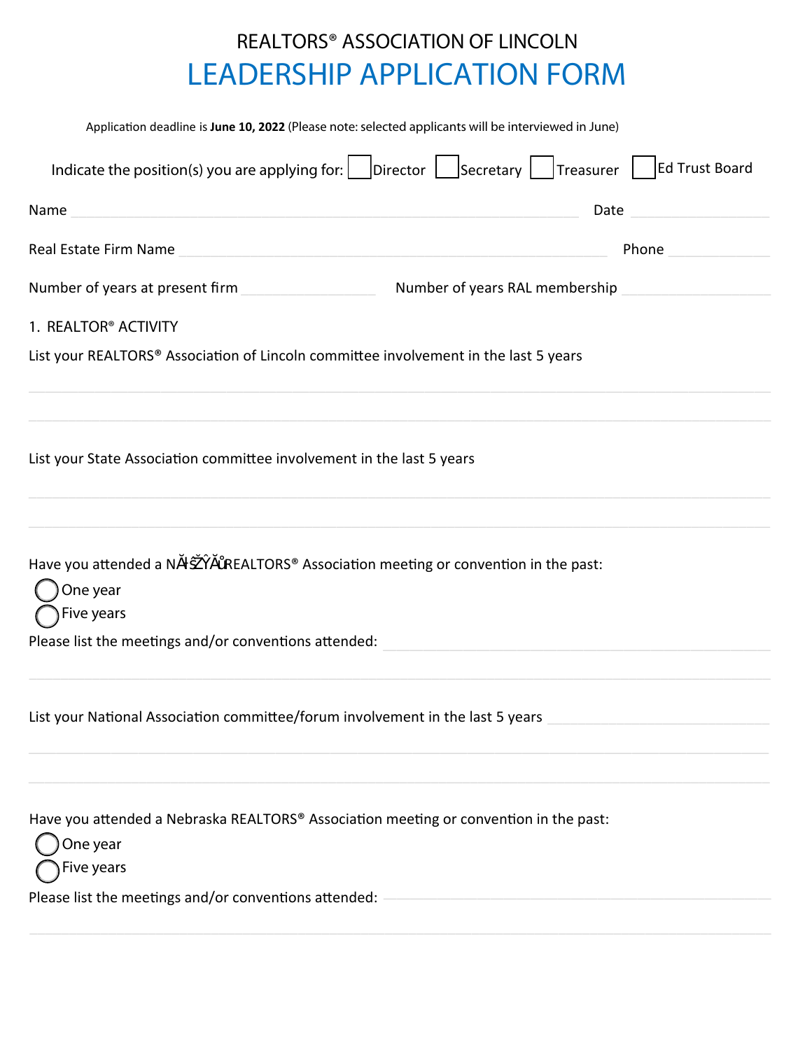REALTORS® ASSOCIATION OF LINCOLN

# LEADERSHIP APPLICATION FORM

Application deadline is **June 10, 2022** (Please note: selected applicants will be interviewed in June)

Indicate the position(s) you are applying for: ☐ Director ☐ Secretary ☐ Treasurer ☐ Ed Trust Board

Name ______________________________ Date ______________

Real Estate Firm Name ______________________________ Phone ______________

Number of years at present firm ______________ Number of years RAL membership ______________

1. REALTOR® ACTIVITY

List your REALTORS® Association of Lincoln committee involvement in the last 5 years

______________________________

______________________________

List your State Association committee involvement in the last 5 years

______________________________

______________________________

Have you attended a NĂƚŝŽŶĂů REALTORS® Association meeting or convention in the past:

◯ One year

◯ Five years

Please list the meetings and/or conventions attended: ______________________________

______________________________

List your National Association committee/forum involvement in the last 5 years ______________________________

______________________________

______________________________

Have you attended a Nebraska REALTORS® Association meeting or convention in the past:

◯ One year

◯ Five years

Please list the meetings and/or conventions attended: ______________________________

______________________________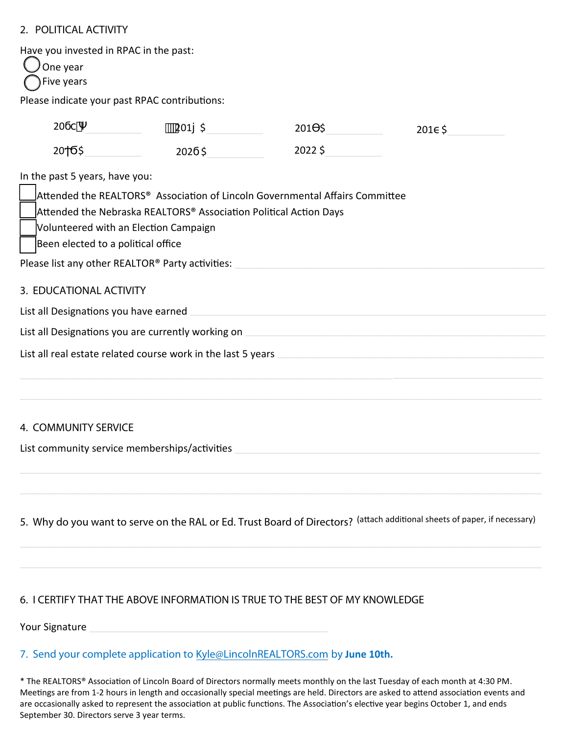2. POLITICAL ACTIVITY

Have you invested in RPAC in the past:

- ◯ One year
- ◯ Five years

Please indicate your past RPAC contributions:

| | | | |
|---|---|---|---|
| 206c $ ______ | 201j $ ______ | 201Ꮎ $ ______ | 201є $ ______ |
| 20Ϯб $ ______ | 202б $ ______ | 2022 $ ______ | |

In the past 5 years, have you:

- ☐ Attended the REALTORS® Association of Lincoln Governmental Affairs Committee
- ☐ Attended the Nebraska REALTORS® Association Political Action Days
- ☐ Volunteered with an Election Campaign
- ☐ Been elected to a political office

Please list any other REALTOR® Party activities: ______________________________

3. EDUCATIONAL ACTIVITY

List all Designations you have earned ______________________________

List all Designations you are currently working on ______________________________

List all real estate related course work in the last 5 years ______________________________

______________________________

______________________________

4. COMMUNITY SERVICE

List community service memberships/activities ______________________________

______________________________

______________________________

5. Why do you want to serve on the RAL or Ed. Trust Board of Directors? (attach additional sheets of paper, if necessary)

______________________________

______________________________

6. I CERTIFY THAT THE ABOVE INFORMATION IS TRUE TO THE BEST OF MY KNOWLEDGE

Your Signature ______________________________

7. Send your complete application to Kyle@LincolnREALTORS.com by **June 10th.**

* The REALTORS® Association of Lincoln Board of Directors normally meets monthly on the last Tuesday of each month at 4:30 PM. Meetings are from 1-2 hours in length and occasionally special meetings are held. Directors are asked to attend association events and are occasionally asked to represent the association at public functions. The Association's elective year begins October 1, and ends September 30. Directors serve 3 year terms.